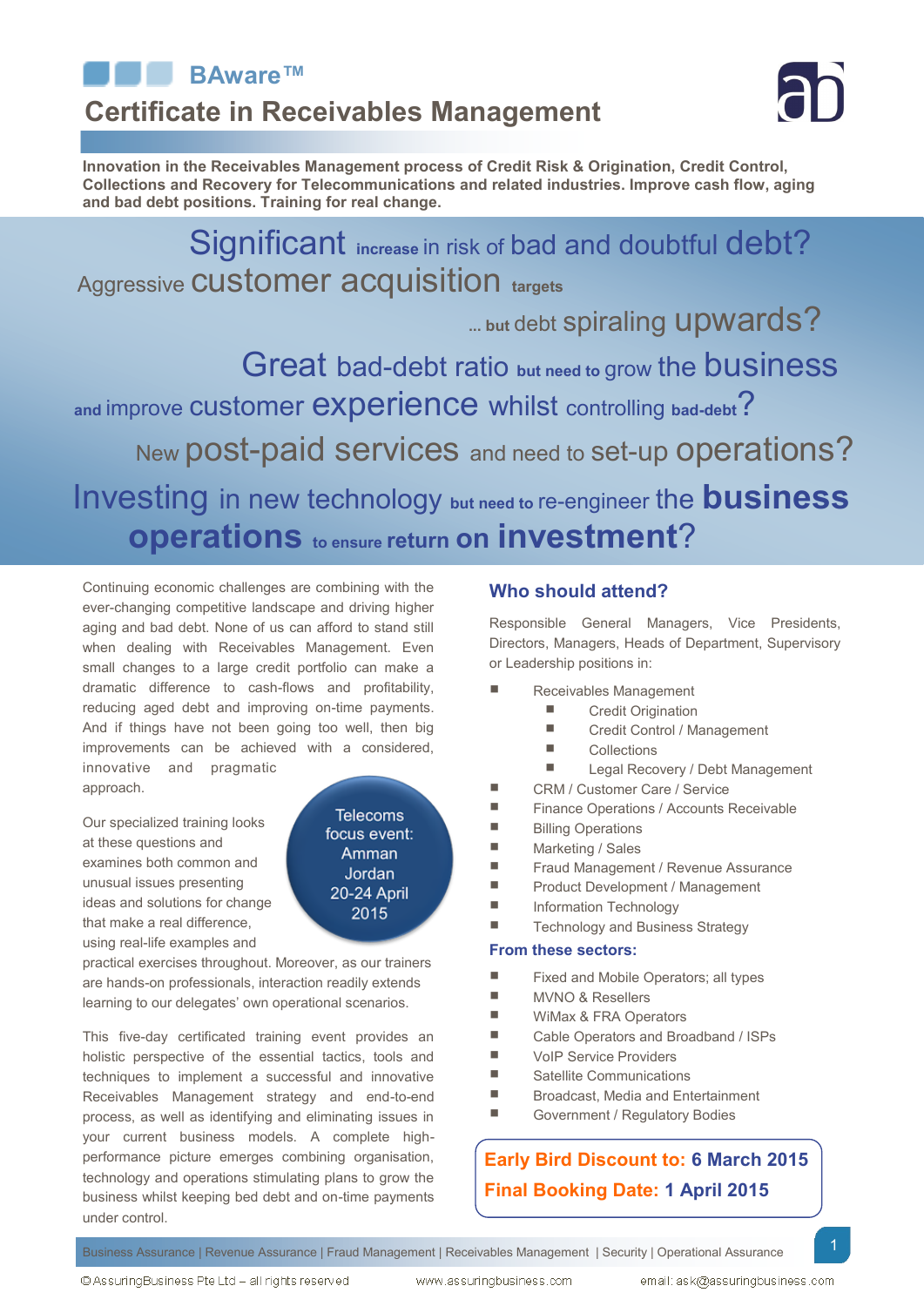# BAware™

## Certificate in Receivables Management

**Innovation in the Receivables Management process of Credit Risk & Origination, Credit Control, Collections and Recovery for Telecommunications and related industries. Improve cash flow, aging and bad debt positions. Training for real change.**

Significant **increase** in risk of bad and doubtful debt?

Aggressive customer acquisition **targets**

... **but** debt spiraling upwards?

Great bad-debt ratio **but need to** grow the business

**and** improve customer experience whilst controlling **bad-debt**?

New post-paid services and need to set-up operations?

Investing in new technology **but need to** re-engineer the **business operations** **to ensure return on investment**?

Continuing economic challenges are combining with the ever-changing competitive landscape and driving higher aging and bad debt. None of us can afford to stand still when dealing with Receivables Management. Even small changes to a large credit portfolio can make a dramatic difference to cash-flows and profitability, reducing aged debt and improving on-time payments. And if things have not been going too well, then big improvements can be achieved with a considered, innovative and pragmatic approach.

Telecoms focus event:
Amman
Jordan
20-24 April
2015

Our specialized training looks at these questions and examines both common and unusual issues presenting ideas and solutions for change that make a real difference, using real-life examples and practical exercises throughout. Moreover, as our trainers are hands-on professionals, interaction readily extends learning to our delegates' own operational scenarios.

This five-day certificated training event provides an holistic perspective of the essential tactics, tools and techniques to implement a successful and innovative Receivables Management strategy and end-to-end process, as well as identifying and eliminating issues in your current business models. A complete high-performance picture emerges combining organisation, technology and operations stimulating plans to grow the business whilst keeping bed debt and on-time payments under control.

### Who should attend?

Responsible General Managers, Vice Presidents, Directors, Managers, Heads of Department, Supervisory or Leadership positions in:

- Receivables Management
  - Credit Origination
  - Credit Control / Management
  - Collections
  - Legal Recovery / Debt Management
- CRM / Customer Care / Service
- Finance Operations / Accounts Receivable
- Billing Operations
- Marketing / Sales
- Fraud Management / Revenue Assurance
- Product Development / Management
- Information Technology
- Technology and Business Strategy

### From these sectors:

- Fixed and Mobile Operators; all types
- MVNO & Resellers
- WiMax & FRA Operators
- Cable Operators and Broadband / ISPs
- VoIP Service Providers
- Satellite Communications
- Broadcast, Media and Entertainment
- Government / Regulatory Bodies

**Early Bird Discount to: 6 March 2015**
**Final Booking Date: 1 April 2015**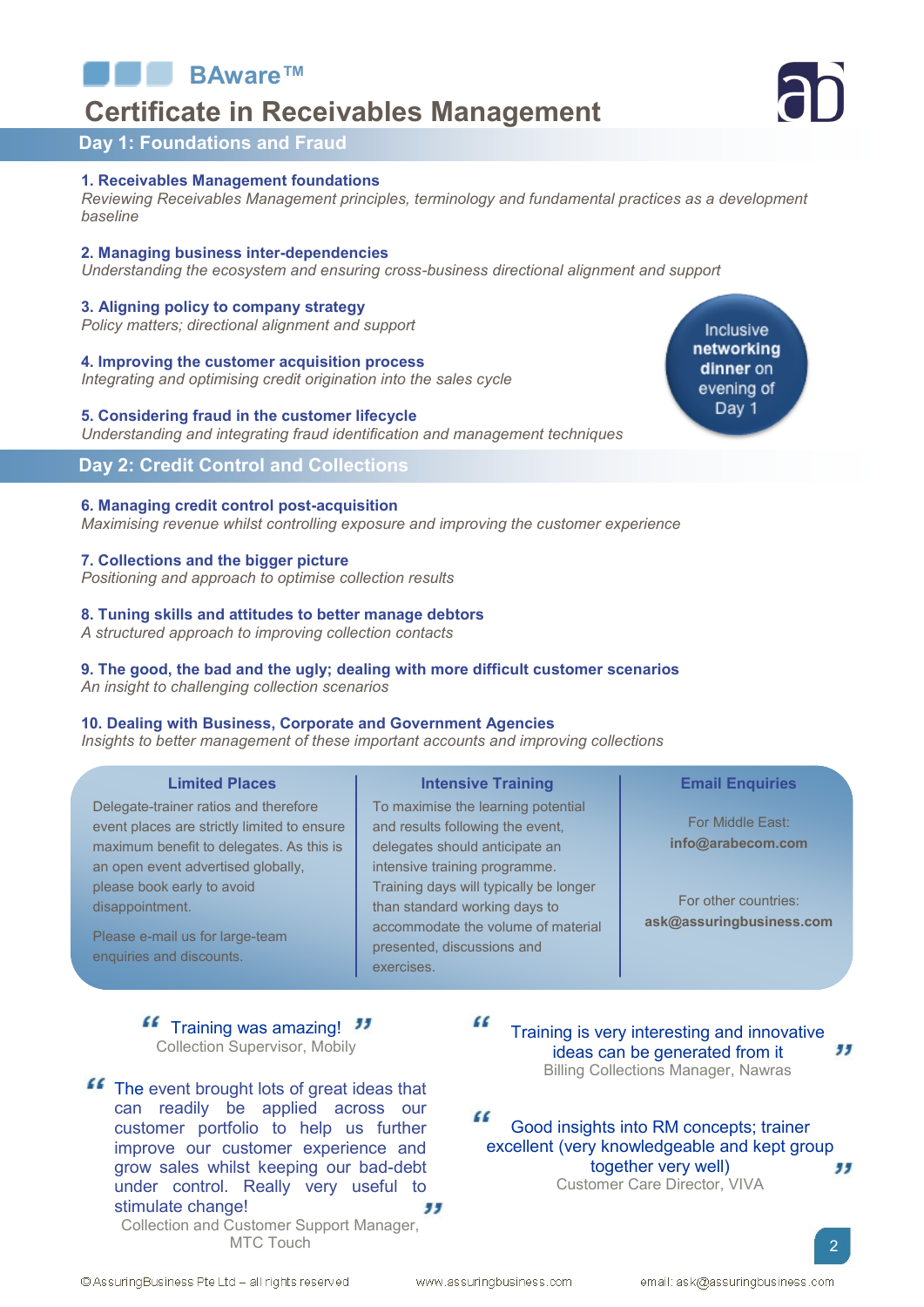BAware™

# Certificate in Receivables Management

## Day 1: Foundations and Fraud

**1. Receivables Management foundations**
*Reviewing Receivables Management principles, terminology and fundamental practices as a development baseline*

**2. Managing business inter-dependencies**
*Understanding the ecosystem and ensuring cross-business directional alignment and support*

**3. Aligning policy to company strategy**
*Policy matters; directional alignment and support*

**4. Improving the customer acquisition process**
*Integrating and optimising credit origination into the sales cycle*

**5. Considering fraud in the customer lifecycle**
*Understanding and integrating fraud identification and management techniques*

Inclusive **networking dinner** on evening of Day 1

## Day 2: Credit Control and Collections

**6. Managing credit control post-acquisition**
*Maximising revenue whilst controlling exposure and improving the customer experience*

**7. Collections and the bigger picture**
*Positioning and approach to optimise collection results*

**8. Tuning skills and attitudes to better manage debtors**
*A structured approach to improving collection contacts*

**9. The good, the bad and the ugly; dealing with more difficult customer scenarios**
*An insight to challenging collection scenarios*

**10. Dealing with Business, Corporate and Government Agencies**
*Insights to better management of these important accounts and improving collections*

### Limited Places

Delegate-trainer ratios and therefore event places are strictly limited to ensure maximum benefit to delegates. As this is an open event advertised globally, please book early to avoid disappointment.

Please e-mail us for large-team enquiries and discounts.

### Intensive Training

To maximise the learning potential and results following the event, delegates should anticipate an intensive training programme. Training days will typically be longer than standard working days to accommodate the volume of material presented, discussions and exercises.

### Email Enquiries

For Middle East:
**info@arabecom.com**

For other countries:
**ask@assuringbusiness.com**

"Training was amazing!"
Collection Supervisor, Mobily

"The event brought lots of great ideas that can readily be applied across our customer portfolio to help us further improve our customer experience and grow sales whilst keeping our bad-debt under control. Really very useful to stimulate change!"
Collection and Customer Support Manager, MTC Touch

"Training is very interesting and innovative ideas can be generated from it"
Billing Collections Manager, Nawras

"Good insights into RM concepts; trainer excellent (very knowledgeable and kept group together very well)"
Customer Care Director, VIVA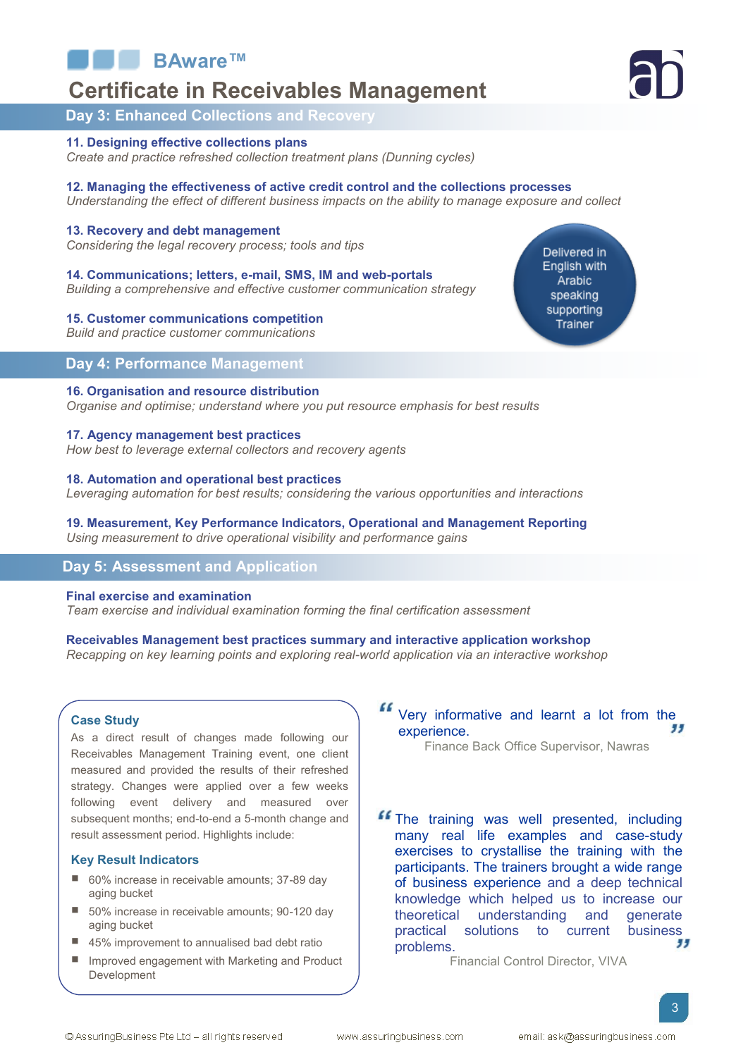# BAware™

# Certificate in Receivables Management

## Day 3: Enhanced Collections and Recovery

**11. Designing effective collections plans**
*Create and practice refreshed collection treatment plans (Dunning cycles)*

**12. Managing the effectiveness of active credit control and the collections processes**
*Understanding the effect of different business impacts on the ability to manage exposure and collect*

**13. Recovery and debt management**
*Considering the legal recovery process; tools and tips*

**14. Communications; letters, e-mail, SMS, IM and web-portals**
*Building a comprehensive and effective customer communication strategy*

**15. Customer communications competition**
*Build and practice customer communications*

Delivered in English with Arabic speaking supporting Trainer

## Day 4: Performance Management

**16. Organisation and resource distribution**
*Organise and optimise; understand where you put resource emphasis for best results*

**17. Agency management best practices**
*How best to leverage external collectors and recovery agents*

**18. Automation and operational best practices**
*Leveraging automation for best results; considering the various opportunities and interactions*

**19. Measurement, Key Performance Indicators, Operational and Management Reporting**
*Using measurement to drive operational visibility and performance gains*

## Day 5: Assessment and Application

**Final exercise and examination**
*Team exercise and individual examination forming the final certification assessment*

**Receivables Management best practices summary and interactive application workshop**
*Recapping on key learning points and exploring real-world application via an interactive workshop*

### Case Study

As a direct result of changes made following our Receivables Management Training event, one client measured and provided the results of their refreshed strategy. Changes were applied over a few weeks following event delivery and measured over subsequent months; end-to-end a 5-month change and result assessment period. Highlights include:

### Key Result Indicators

- 60% increase in receivable amounts; 37-89 day aging bucket
- 50% increase in receivable amounts; 90-120 day aging bucket
- 45% improvement to annualised bad debt ratio
- Improved engagement with Marketing and Product Development

> "Very informative and learnt a lot from the experience."
>
> Finance Back Office Supervisor, Nawras

> "The training was well presented, including many real life examples and case-study exercises to crystallise the training with the participants. The trainers brought a wide range of business experience and a deep technical knowledge which helped us to increase our theoretical understanding and generate practical solutions to current business problems."
>
> Financial Control Director, VIVA

© AssuringBusiness Pte Ltd – all rights reserved | www.assuringbusiness.com | email: ask@assuringbusiness.com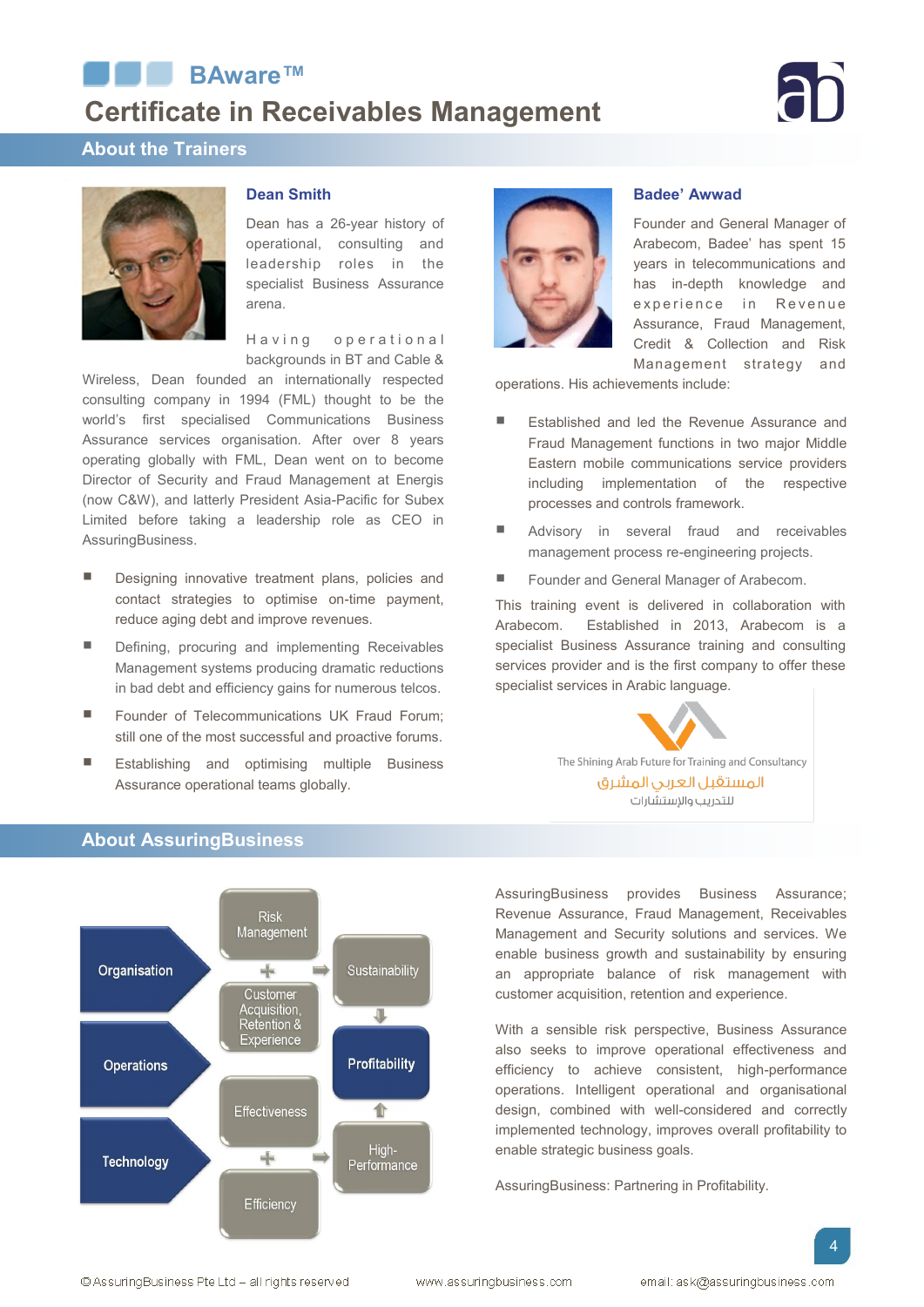# BAware™

## Certificate in Receivables Management

## About the Trainers

### Dean Smith

Dean has a 26-year history of operational, consulting and leadership roles in the specialist Business Assurance arena.

Having operational backgrounds in BT and Cable & Wireless, Dean founded an internationally respected consulting company in 1994 (FML) thought to be the world's first specialised Communications Business Assurance services organisation. After over 8 years operating globally with FML, Dean went on to become Director of Security and Fraud Management at Energis (now C&W), and latterly President Asia-Pacific for Subex Limited before taking a leadership role as CEO in AssuringBusiness.

- Designing innovative treatment plans, policies and contact strategies to optimise on-time payment, reduce aging debt and improve revenues.
- Defining, procuring and implementing Receivables Management systems producing dramatic reductions in bad debt and efficiency gains for numerous telcos.
- Founder of Telecommunications UK Fraud Forum; still one of the most successful and proactive forums.
- Establishing and optimising multiple Business Assurance operational teams globally.

### Badee' Awwad

Founder and General Manager of Arabecom, Badee' has spent 15 years in telecommunications and has in-depth knowledge and experience in Revenue Assurance, Fraud Management, Credit & Collection and Risk Management strategy and operations. His achievements include:

- Established and led the Revenue Assurance and Fraud Management functions in two major Middle Eastern mobile communications service providers including implementation of the respective processes and controls framework.
- Advisory in several fraud and receivables management process re-engineering projects.
- Founder and General Manager of Arabecom.

This training event is delivered in collaboration with Arabecom. Established in 2013, Arabecom is a specialist Business Assurance training and consulting services provider and is the first company to offer these specialist services in Arabic language.

The Shining Arab Future for Training and Consultancy
المستقبل العربي المشرق
للتدريب والإستشارات

## About AssuringBusiness

Organisation | Operations | Technology

Risk Management + Customer Acquisition, Retention & Experience → Sustainability → Profitability

Effectiveness + Efficiency → High-Performance → Profitability

AssuringBusiness provides Business Assurance; Revenue Assurance, Fraud Management, Receivables Management and Security solutions and services. We enable business growth and sustainability by ensuring an appropriate balance of risk management with customer acquisition, retention and experience.

With a sensible risk perspective, Business Assurance also seeks to improve operational effectiveness and efficiency to achieve consistent, high-performance operations. Intelligent operational and organisational design, combined with well-considered and correctly implemented technology, improves overall profitability to enable strategic business goals.

AssuringBusiness: Partnering in Profitability.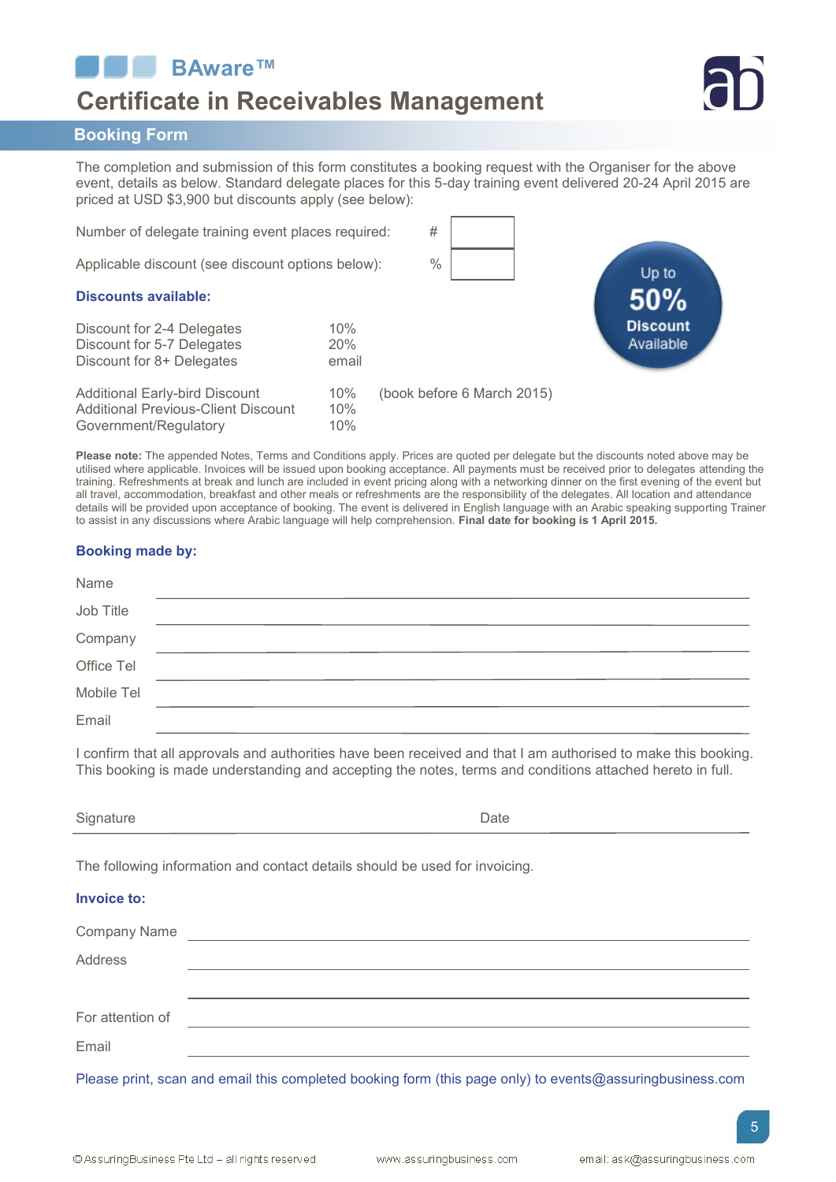BAware™

# Certificate in Receivables Management

## Booking Form

The completion and submission of this form constitutes a booking request with the Organiser for the above event, details as below. Standard delegate places for this 5-day training event delivered 20-24 April 2015 are priced at USD $3,900 but discounts apply (see below):

Number of delegate training event places required: # ______

Applicable discount (see discount options below): % ______

Up to **50%** **Discount** Available

### Discounts available:

| | | |
|---|---|---|
| Discount for 2-4 Delegates | 10% | |
| Discount for 5-7 Delegates | 20% | |
| Discount for 8+ Delegates | email | |
| Additional Early-bird Discount | 10% | (book before 6 March 2015) |
| Additional Previous-Client Discount | 10% | |
| Government/Regulatory | 10% | |

**Please note:** The appended Notes, Terms and Conditions apply. Prices are quoted per delegate but the discounts noted above may be utilised where applicable. Invoices will be issued upon booking acceptance. All payments must be received prior to delegates attending the training. Refreshments at break and lunch are included in event pricing along with a networking dinner on the first evening of the event but all travel, accommodation, breakfast and other meals or refreshments are the responsibility of the delegates. All location and attendance details will be provided upon acceptance of booking. The event is delivered in English language with an Arabic speaking supporting Trainer to assist in any discussions where Arabic language will help comprehension. **Final date for booking is 1 April 2015.**

### Booking made by:

Name ______________________

Job Title ______________________

Company ______________________

Office Tel ______________________

Mobile Tel ______________________

Email ______________________

I confirm that all approvals and authorities have been received and that I am authorised to make this booking. This booking is made understanding and accepting the notes, terms and conditions attached hereto in full.

Signature ______________________ Date ______________________

The following information and contact details should be used for invoicing.

### Invoice to:

Company Name ______________________

Address ______________________

______________________

For attention of ______________________

Email ______________________

Please print, scan and email this completed booking form (this page only) to events@assuringbusiness.com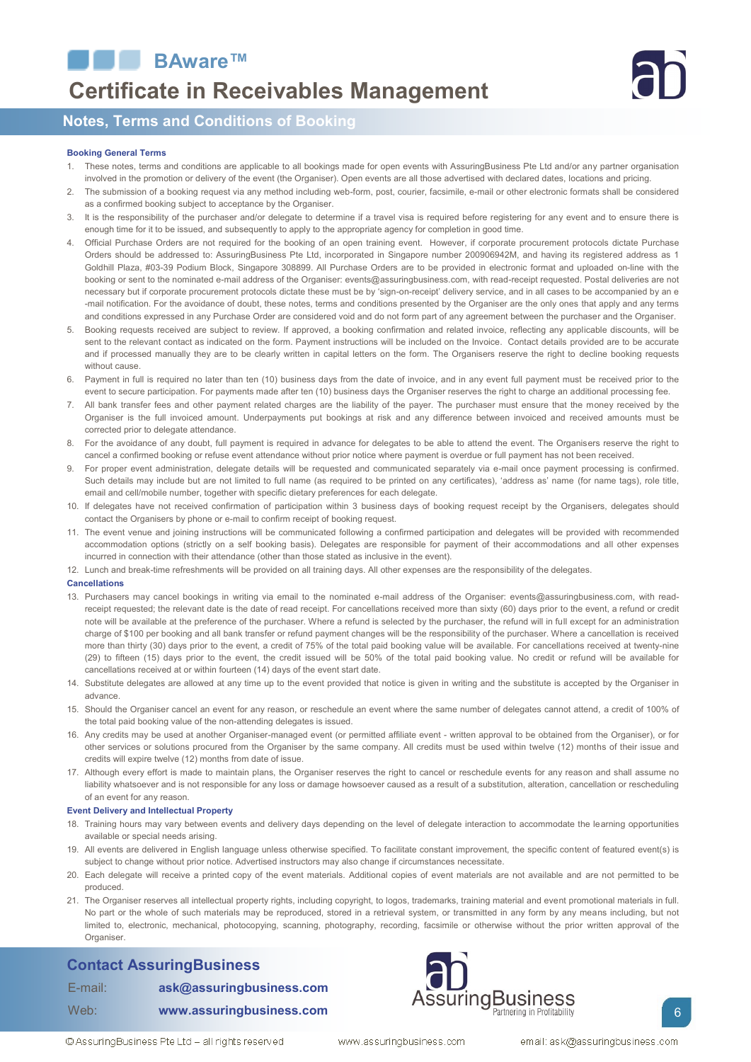# BAware™

# Certificate in Receivables Management

## Notes, Terms and Conditions of Booking

### Booking General Terms

1. These notes, terms and conditions are applicable to all bookings made for open events with AssuringBusiness Pte Ltd and/or any partner organisation involved in the promotion or delivery of the event (the Organiser). Open events are all those advertised with declared dates, locations and pricing.
2. The submission of a booking request via any method including web-form, post, courier, facsimile, e-mail or other electronic formats shall be considered as a confirmed booking subject to acceptance by the Organiser.
3. It is the responsibility of the purchaser and/or delegate to determine if a travel visa is required before registering for any event and to ensure there is enough time for it to be issued, and subsequently to apply to the appropriate agency for completion in good time.
4. Official Purchase Orders are not required for the booking of an open training event. However, if corporate procurement protocols dictate Purchase Orders should be addressed to: AssuringBusiness Pte Ltd, incorporated in Singapore number 200906942M, and having its registered address as 1 Goldhill Plaza, #03-39 Podium Block, Singapore 308899. All Purchase Orders are to be provided in electronic format and uploaded on-line with the booking or sent to the nominated e-mail address of the Organiser: events@assuringbusiness.com, with read-receipt requested. Postal deliveries are not necessary but if corporate procurement protocols dictate these must be by 'sign-on-receipt' delivery service, and in all cases to be accompanied by an e-mail notification. For the avoidance of doubt, these notes, terms and conditions presented by the Organiser are the only ones that apply and any terms and conditions expressed in any Purchase Order are considered void and do not form part of any agreement between the purchaser and the Organiser.
5. Booking requests received are subject to review. If approved, a booking confirmation and related invoice, reflecting any applicable discounts, will be sent to the relevant contact as indicated on the form. Payment instructions will be included on the Invoice. Contact details provided are to be accurate and if processed manually they are to be clearly written in capital letters on the form. The Organisers reserve the right to decline booking requests without cause.
6. Payment in full is required no later than ten (10) business days from the date of invoice, and in any event full payment must be received prior to the event to secure participation. For payments made after ten (10) business days the Organiser reserves the right to charge an additional processing fee.
7. All bank transfer fees and other payment related charges are the liability of the payer. The purchaser must ensure that the money received by the Organiser is the full invoiced amount. Underpayments put bookings at risk and any difference between invoiced and received amounts must be corrected prior to delegate attendance.
8. For the avoidance of any doubt, full payment is required in advance for delegates to be able to attend the event. The Organisers reserve the right to cancel a confirmed booking or refuse event attendance without prior notice where payment is overdue or full payment has not been received.
9. For proper event administration, delegate details will be requested and communicated separately via e-mail once payment processing is confirmed. Such details may include but are not limited to full name (as required to be printed on any certificates), 'address as' name (for name tags), role title, email and cell/mobile number, together with specific dietary preferences for each delegate.
10. If delegates have not received confirmation of participation within 3 business days of booking request receipt by the Organisers, delegates should contact the Organisers by phone or e-mail to confirm receipt of booking request.
11. The event venue and joining instructions will be communicated following a confirmed participation and delegates will be provided with recommended accommodation options (strictly on a self booking basis). Delegates are responsible for payment of their accommodations and all other expenses incurred in connection with their attendance (other than those stated as inclusive in the event).
12. Lunch and break-time refreshments will be provided on all training days. All other expenses are the responsibility of the delegates.

### Cancellations

13. Purchasers may cancel bookings in writing via email to the nominated e-mail address of the Organiser: events@assuringbusiness.com, with read-receipt requested; the relevant date is the date of read receipt. For cancellations received more than sixty (60) days prior to the event, a refund or credit note will be available at the preference of the purchaser. Where a refund is selected by the purchaser, the refund will in full except for an administration charge of $100 per booking and all bank transfer or refund payment changes will be the responsibility of the purchaser. Where a cancellation is received more than thirty (30) days prior to the event, a credit of 75% of the total paid booking value will be available. For cancellations received at twenty-nine (29) to fifteen (15) days prior to the event, the credit issued will be 50% of the total paid booking value. No credit or refund will be available for cancellations received at or within fourteen (14) days of the event start date.
14. Substitute delegates are allowed at any time up to the event provided that notice is given in writing and the substitute is accepted by the Organiser in advance.
15. Should the Organiser cancel an event for any reason, or reschedule an event where the same number of delegates cannot attend, a credit of 100% of the total paid booking value of the non-attending delegates is issued.
16. Any credits may be used at another Organiser-managed event (or permitted affiliate event - written approval to be obtained from the Organiser), or for other services or solutions procured from the Organiser by the same company. All credits must be used within twelve (12) months of their issue and credits will expire twelve (12) months from date of issue.
17. Although every effort is made to maintain plans, the Organiser reserves the right to cancel or reschedule events for any reason and shall assume no liability whatsoever and is not responsible for any loss or damage howsoever caused as a result of a substitution, alteration, cancellation or rescheduling of an event for any reason.

### Event Delivery and Intellectual Property

18. Training hours may vary between events and delivery days depending on the level of delegate interaction to accommodate the learning opportunities available or special needs arising.
19. All events are delivered in English language unless otherwise specified. To facilitate constant improvement, the specific content of featured event(s) is subject to change without prior notice. Advertised instructors may also change if circumstances necessitate.
20. Each delegate will receive a printed copy of the event materials. Additional copies of event materials are not available and are not permitted to be produced.
21. The Organiser reserves all intellectual property rights, including copyright, to logos, trademarks, training material and event promotional materials in full. No part or the whole of such materials may be reproduced, stored in a retrieval system, or transmitted in any form by any means including, but not limited to, electronic, mechanical, photocopying, scanning, photography, recording, facsimile or otherwise without the prior written approval of the Organiser.

## Contact AssuringBusiness

E-mail: **ask@assuringbusiness.com**

Web: **www.assuringbusiness.com**

AssuringBusiness
Partnering in Profitability